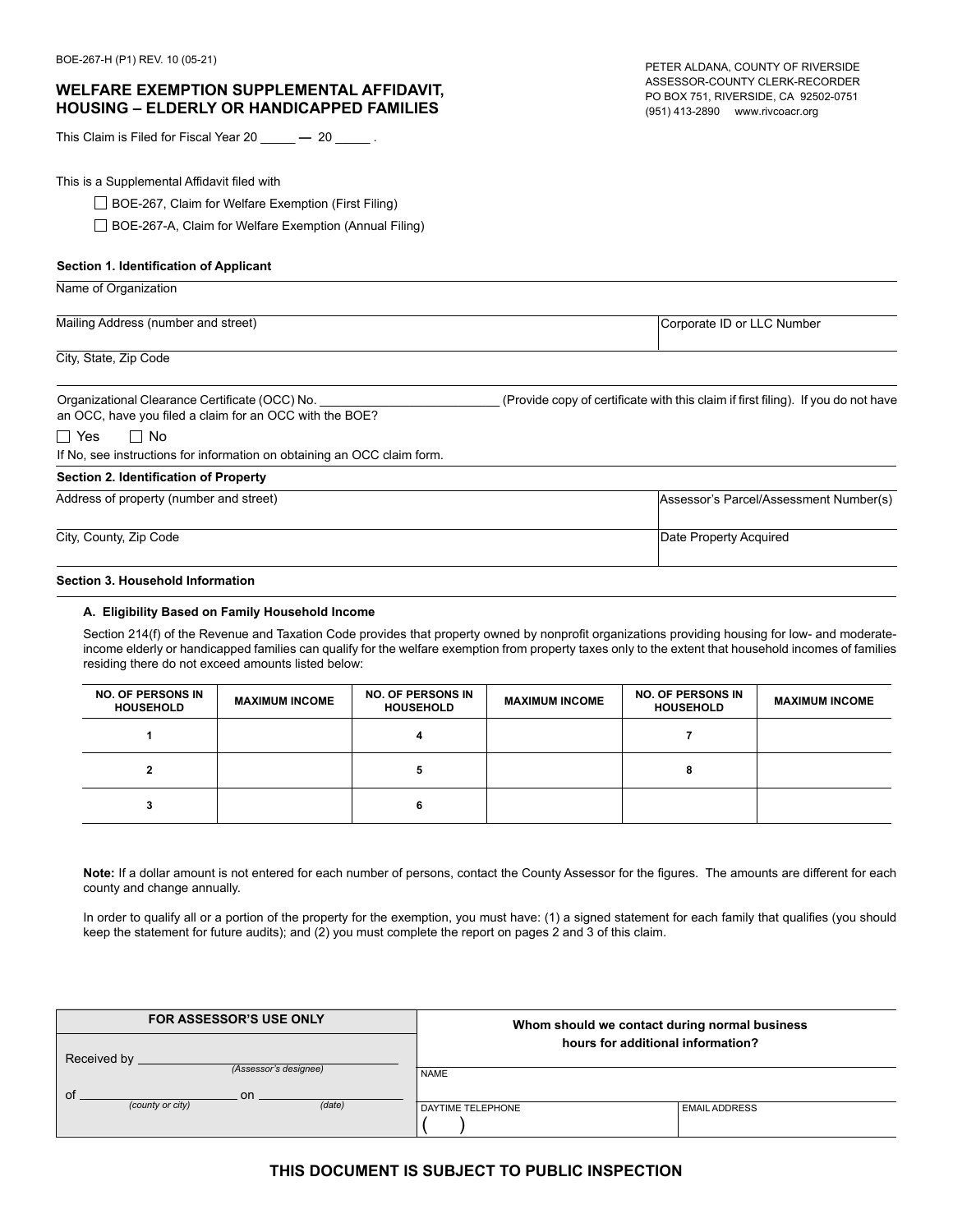BOE-267-H (P1) REV. 10 (05-21)

PETER ALDANA, COUNTY OF RIVERSIDE
ASSESSOR-COUNTY CLERK-RECORDER
PO BOX 751, RIVERSIDE, CA 92502-0751
(951) 413-2890 www.rivcoacr.org

# WELFARE EXEMPTION SUPPLEMENTAL AFFIDAVIT, HOUSING – ELDERLY OR HANDICAPPED FAMILIES

This Claim is Filed for Fiscal Year 20 _____ — 20 _____ .

This is a Supplemental Affidavit filed with

☐ BOE-267, Claim for Welfare Exemption (First Filing)

☐ BOE-267-A, Claim for Welfare Exemption (Annual Filing)

## Section 1. Identification of Applicant

Name of Organization

Mailing Address (number and street) | Corporate ID or LLC Number

City, State, Zip Code

Organizational Clearance Certificate (OCC) No. ________________________ (Provide copy of certificate with this claim if first filing). If you do not have an OCC, have you filed a claim for an OCC with the BOE?

☐ Yes ☐ No

If No, see instructions for information on obtaining an OCC claim form.

## Section 2. Identification of Property

Address of property (number and street) | Assessor's Parcel/Assessment Number(s)

City, County, Zip Code | Date Property Acquired

## Section 3. Household Information

### A. Eligibility Based on Family Household Income

Section 214(f) of the Revenue and Taxation Code provides that property owned by nonprofit organizations providing housing for low- and moderate-income elderly or handicapped families can qualify for the welfare exemption from property taxes only to the extent that household incomes of families residing there do not exceed amounts listed below:

| NO. OF PERSONS IN HOUSEHOLD | MAXIMUM INCOME | NO. OF PERSONS IN HOUSEHOLD | MAXIMUM INCOME | NO. OF PERSONS IN HOUSEHOLD | MAXIMUM INCOME |
|---|---|---|---|---|---|
| 1 | | 4 | | 7 | |
| 2 | | 5 | | 8 | |
| 3 | | 6 | | | |

**Note:** If a dollar amount is not entered for each number of persons, contact the County Assessor for the figures. The amounts are different for each county and change annually.

In order to qualify all or a portion of the property for the exemption, you must have: (1) a signed statement for each family that qualifies (you should keep the statement for future audits); and (2) you must complete the report on pages 2 and 3 of this claim.

| FOR ASSESSOR'S USE ONLY | Whom should we contact during normal business hours for additional information? |
|---|---|
| Received by ______________ *(Assessor's designee)* | NAME |
| of ______________ *(county or city)* on ______________ *(date)* | DAYTIME TELEPHONE ( ) / EMAIL ADDRESS |

**THIS DOCUMENT IS SUBJECT TO PUBLIC INSPECTION**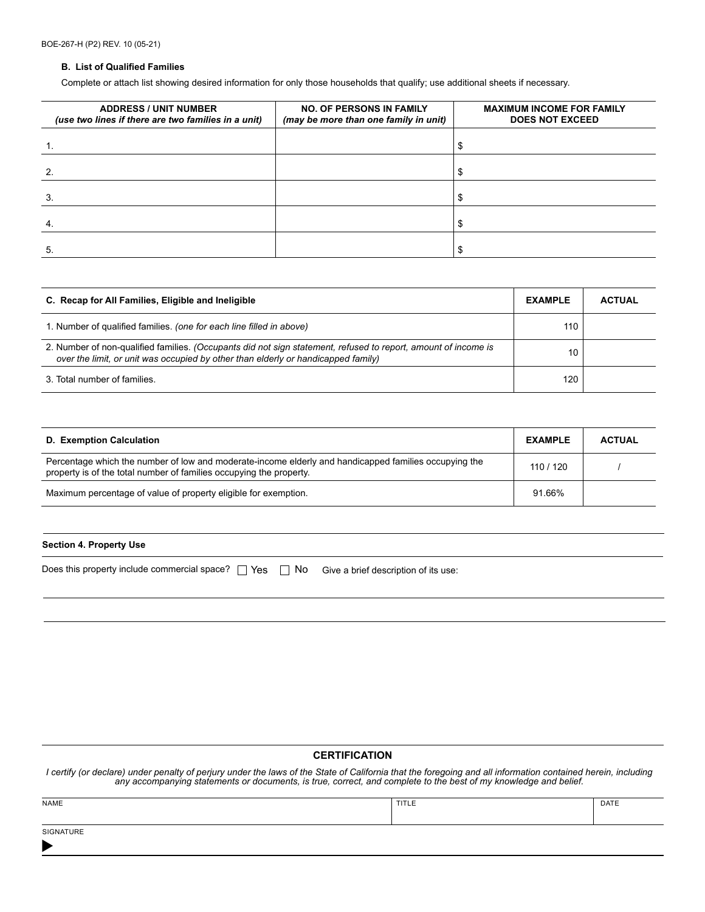BOE-267-H (P2) REV. 10 (05-21)

**B. List of Qualified Families**

Complete or attach list showing desired information for only those households that qualify; use additional sheets if necessary.

| ADDRESS / UNIT NUMBER *(use two lines if there are two families in a unit)* | NO. OF PERSONS IN FAMILY *(may be more than one family in unit)* | MAXIMUM INCOME FOR FAMILY DOES NOT EXCEED |
|---|---|---|
| 1. | | $ |
| 2. | | $ |
| 3. | | $ |
| 4. | | $ |
| 5. | | $ |

| C. Recap for All Families, Eligible and Ineligible | EXAMPLE | ACTUAL |
|---|---|---|
| 1. Number of qualified families. *(one for each line filled in above)* | 110 | |
| 2. Number of non-qualified families. *(Occupants did not sign statement, refused to report, amount of income is over the limit, or unit was occupied by other than elderly or handicapped family)* | 10 | |
| 3. Total number of families. | 120 | |

| D. Exemption Calculation | EXAMPLE | ACTUAL |
|---|---|---|
| Percentage which the number of low and moderate-income elderly and handicapped families occupying the property is of the total number of families occupying the property. | 110 / 120 | / |
| Maximum percentage of value of property eligible for exemption. | 91.66% | |

**Section 4. Property Use**

Does this property include commercial space? ☐ Yes ☐ No Give a brief description of its use:

**CERTIFICATION**

*I certify (or declare) under penalty of perjury under the laws of the State of California that the foregoing and all information contained herein, including any accompanying statements or documents, is true, correct, and complete to the best of my knowledge and belief.*

| NAME | TITLE | DATE |
|---|---|---|
| | | |

SIGNATURE

▶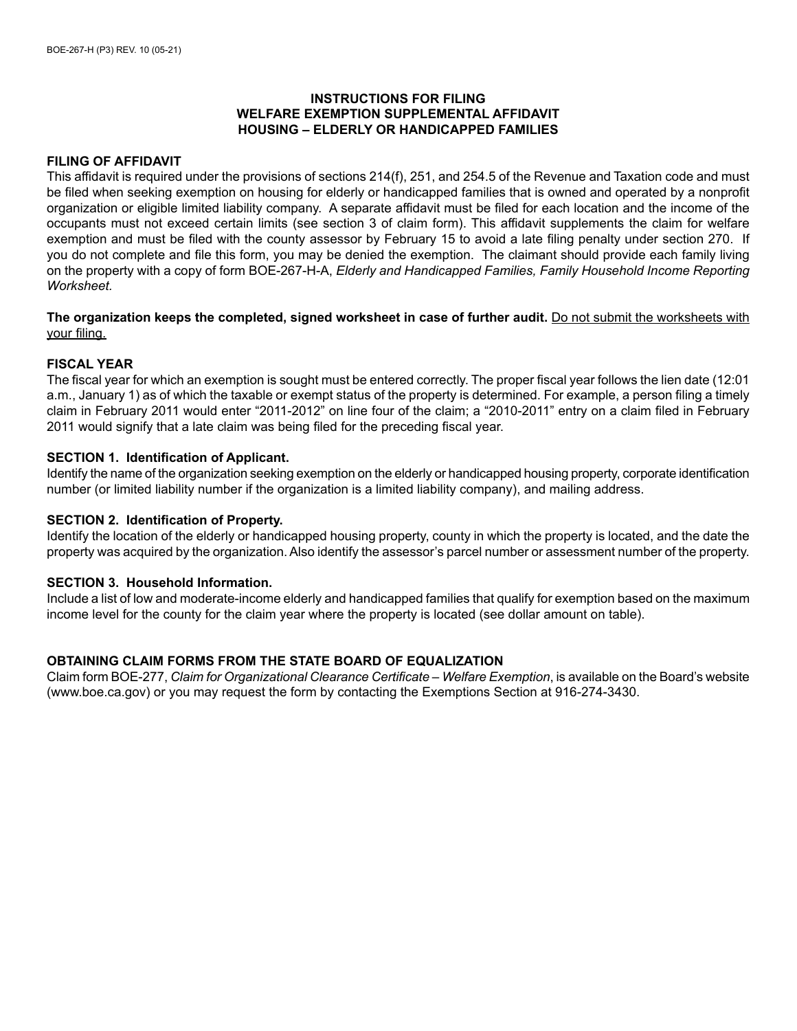# INSTRUCTIONS FOR FILING
# WELFARE EXEMPTION SUPPLEMENTAL AFFIDAVIT
# HOUSING – ELDERLY OR HANDICAPPED FAMILIES

## FILING OF AFFIDAVIT

This affidavit is required under the provisions of sections 214(f), 251, and 254.5 of the Revenue and Taxation code and must be filed when seeking exemption on housing for elderly or handicapped families that is owned and operated by a nonprofit organization or eligible limited liability company. A separate affidavit must be filed for each location and the income of the occupants must not exceed certain limits (see section 3 of claim form). This affidavit supplements the claim for welfare exemption and must be filed with the county assessor by February 15 to avoid a late filing penalty under section 270. If you do not complete and file this form, you may be denied the exemption. The claimant should provide each family living on the property with a copy of form BOE-267-H-A, *Elderly and Handicapped Families, Family Household Income Reporting Worksheet.*

**The organization keeps the completed, signed worksheet in case of further audit.** <u>Do not submit the worksheets with your filing.</u>

## FISCAL YEAR

The fiscal year for which an exemption is sought must be entered correctly. The proper fiscal year follows the lien date (12:01 a.m., January 1) as of which the taxable or exempt status of the property is determined. For example, a person filing a timely claim in February 2011 would enter "2011-2012" on line four of the claim; a "2010-2011" entry on a claim filed in February 2011 would signify that a late claim was being filed for the preceding fiscal year.

## SECTION 1. Identification of Applicant.

Identify the name of the organization seeking exemption on the elderly or handicapped housing property, corporate identification number (or limited liability number if the organization is a limited liability company), and mailing address.

## SECTION 2. Identification of Property.

Identify the location of the elderly or handicapped housing property, county in which the property is located, and the date the property was acquired by the organization. Also identify the assessor's parcel number or assessment number of the property.

## SECTION 3. Household Information.

Include a list of low and moderate-income elderly and handicapped families that qualify for exemption based on the maximum income level for the county for the claim year where the property is located (see dollar amount on table).

## OBTAINING CLAIM FORMS FROM THE STATE BOARD OF EQUALIZATION

Claim form BOE-277, *Claim for Organizational Clearance Certificate – Welfare Exemption*, is available on the Board's website (www.boe.ca.gov) or you may request the form by contacting the Exemptions Section at 916-274-3430.